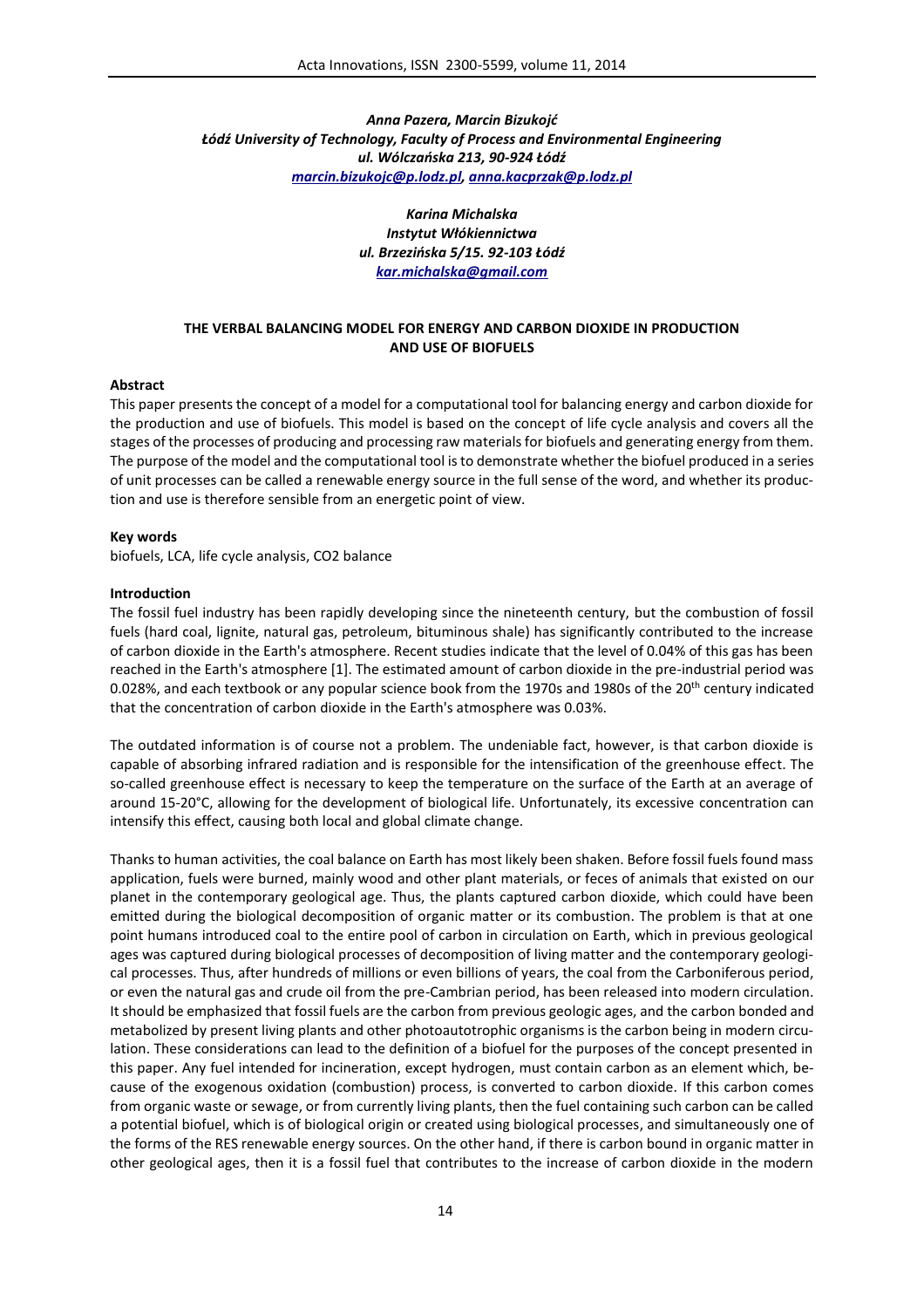*Anna Pazera, Marcin Bizukojć*
*Łódź University of Technology, Faculty of Process and Environmental Engineering*
*ul. Wólczańska 213, 90-924 Łódź*
*marcin.bizukojc@p.lodz.pl, anna.kacprzak@p.lodz.pl*

*Karina Michalska*
*Instytut Włókiennictwa*
*ul. Brzezińska 5/15. 92-103 Łódź*
*kar.michalska@gmail.com*

# THE VERBAL BALANCING MODEL FOR ENERGY AND CARBON DIOXIDE IN PRODUCTION AND USE OF BIOFUELS

## Abstract

This paper presents the concept of a model for a computational tool for balancing energy and carbon dioxide for the production and use of biofuels. This model is based on the concept of life cycle analysis and covers all the stages of the processes of producing and processing raw materials for biofuels and generating energy from them. The purpose of the model and the computational tool is to demonstrate whether the biofuel produced in a series of unit processes can be called a renewable energy source in the full sense of the word, and whether its production and use is therefore sensible from an energetic point of view.

## Key words

biofuels, LCA, life cycle analysis, CO2 balance

## Introduction

The fossil fuel industry has been rapidly developing since the nineteenth century, but the combustion of fossil fuels (hard coal, lignite, natural gas, petroleum, bituminous shale) has significantly contributed to the increase of carbon dioxide in the Earth's atmosphere. Recent studies indicate that the level of 0.04% of this gas has been reached in the Earth's atmosphere [1]. The estimated amount of carbon dioxide in the pre-industrial period was 0.028%, and each textbook or any popular science book from the 1970s and 1980s of the 20th century indicated that the concentration of carbon dioxide in the Earth's atmosphere was 0.03%.

The outdated information is of course not a problem. The undeniable fact, however, is that carbon dioxide is capable of absorbing infrared radiation and is responsible for the intensification of the greenhouse effect. The so-called greenhouse effect is necessary to keep the temperature on the surface of the Earth at an average of around 15-20°C, allowing for the development of biological life. Unfortunately, its excessive concentration can intensify this effect, causing both local and global climate change.

Thanks to human activities, the coal balance on Earth has most likely been shaken. Before fossil fuels found mass application, fuels were burned, mainly wood and other plant materials, or feces of animals that existed on our planet in the contemporary geological age. Thus, the plants captured carbon dioxide, which could have been emitted during the biological decomposition of organic matter or its combustion. The problem is that at one point humans introduced coal to the entire pool of carbon in circulation on Earth, which in previous geological ages was captured during biological processes of decomposition of living matter and the contemporary geological processes. Thus, after hundreds of millions or even billions of years, the coal from the Carboniferous period, or even the natural gas and crude oil from the pre-Cambrian period, has been released into modern circulation. It should be emphasized that fossil fuels are the carbon from previous geologic ages, and the carbon bonded and metabolized by present living plants and other photoautotrophic organisms is the carbon being in modern circulation. These considerations can lead to the definition of a biofuel for the purposes of the concept presented in this paper. Any fuel intended for incineration, except hydrogen, must contain carbon as an element which, because of the exogenous oxidation (combustion) process, is converted to carbon dioxide. If this carbon comes from organic waste or sewage, or from currently living plants, then the fuel containing such carbon can be called a potential biofuel, which is of biological origin or created using biological processes, and simultaneously one of the forms of the RES renewable energy sources. On the other hand, if there is carbon bound in organic matter in other geological ages, then it is a fossil fuel that contributes to the increase of carbon dioxide in the modern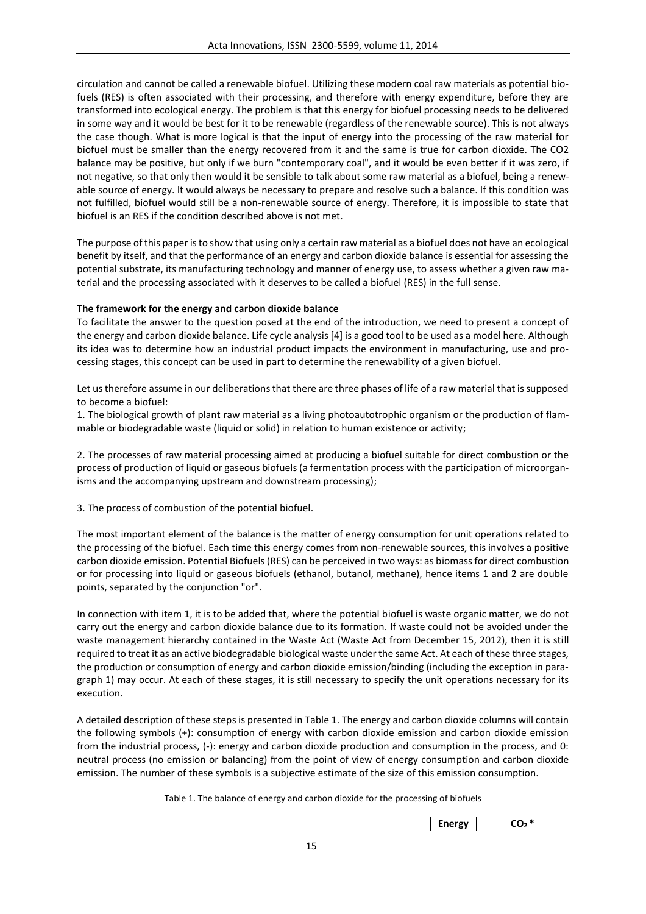circulation and cannot be called a renewable biofuel. Utilizing these modern coal raw materials as potential biofuels (RES) is often associated with their processing, and therefore with energy expenditure, before they are transformed into ecological energy. The problem is that this energy for biofuel processing needs to be delivered in some way and it would be best for it to be renewable (regardless of the renewable source). This is not always the case though. What is more logical is that the input of energy into the processing of the raw material for biofuel must be smaller than the energy recovered from it and the same is true for carbon dioxide. The CO2 balance may be positive, but only if we burn "contemporary coal", and it would be even better if it was zero, if not negative, so that only then would it be sensible to talk about some raw material as a biofuel, being a renewable source of energy. It would always be necessary to prepare and resolve such a balance. If this condition was not fulfilled, biofuel would still be a non-renewable source of energy. Therefore, it is impossible to state that biofuel is an RES if the condition described above is not met.

The purpose of this paper is to show that using only a certain raw material as a biofuel does not have an ecological benefit by itself, and that the performance of an energy and carbon dioxide balance is essential for assessing the potential substrate, its manufacturing technology and manner of energy use, to assess whether a given raw material and the processing associated with it deserves to be called a biofuel (RES) in the full sense.

**The framework for the energy and carbon dioxide balance**

To facilitate the answer to the question posed at the end of the introduction, we need to present a concept of the energy and carbon dioxide balance. Life cycle analysis [4] is a good tool to be used as a model here. Although its idea was to determine how an industrial product impacts the environment in manufacturing, use and processing stages, this concept can be used in part to determine the renewability of a given biofuel.

Let us therefore assume in our deliberations that there are three phases of life of a raw material that is supposed to become a biofuel:

1. The biological growth of plant raw material as a living photoautotrophic organism or the production of flammable or biodegradable waste (liquid or solid) in relation to human existence or activity;

2. The processes of raw material processing aimed at producing a biofuel suitable for direct combustion or the process of production of liquid or gaseous biofuels (a fermentation process with the participation of microorganisms and the accompanying upstream and downstream processing);

3. The process of combustion of the potential biofuel.

The most important element of the balance is the matter of energy consumption for unit operations related to the processing of the biofuel. Each time this energy comes from non-renewable sources, this involves a positive carbon dioxide emission. Potential Biofuels (RES) can be perceived in two ways: as biomass for direct combustion or for processing into liquid or gaseous biofuels (ethanol, butanol, methane), hence items 1 and 2 are double points, separated by the conjunction "or".

In connection with item 1, it is to be added that, where the potential biofuel is waste organic matter, we do not carry out the energy and carbon dioxide balance due to its formation. If waste could not be avoided under the waste management hierarchy contained in the Waste Act (Waste Act from December 15, 2012), then it is still required to treat it as an active biodegradable biological waste under the same Act. At each of these three stages, the production or consumption of energy and carbon dioxide emission/binding (including the exception in paragraph 1) may occur. At each of these stages, it is still necessary to specify the unit operations necessary for its execution.

A detailed description of these steps is presented in Table 1. The energy and carbon dioxide columns will contain the following symbols (+): consumption of energy with carbon dioxide emission and carbon dioxide emission from the industrial process, (-): energy and carbon dioxide production and consumption in the process, and 0: neutral process (no emission or balancing) from the point of view of energy consumption and carbon dioxide emission. The number of these symbols is a subjective estimate of the size of this emission consumption.

Table 1. The balance of energy and carbon dioxide for the processing of biofuels

| | Energy | $CO_2$ * |
|---|---|---|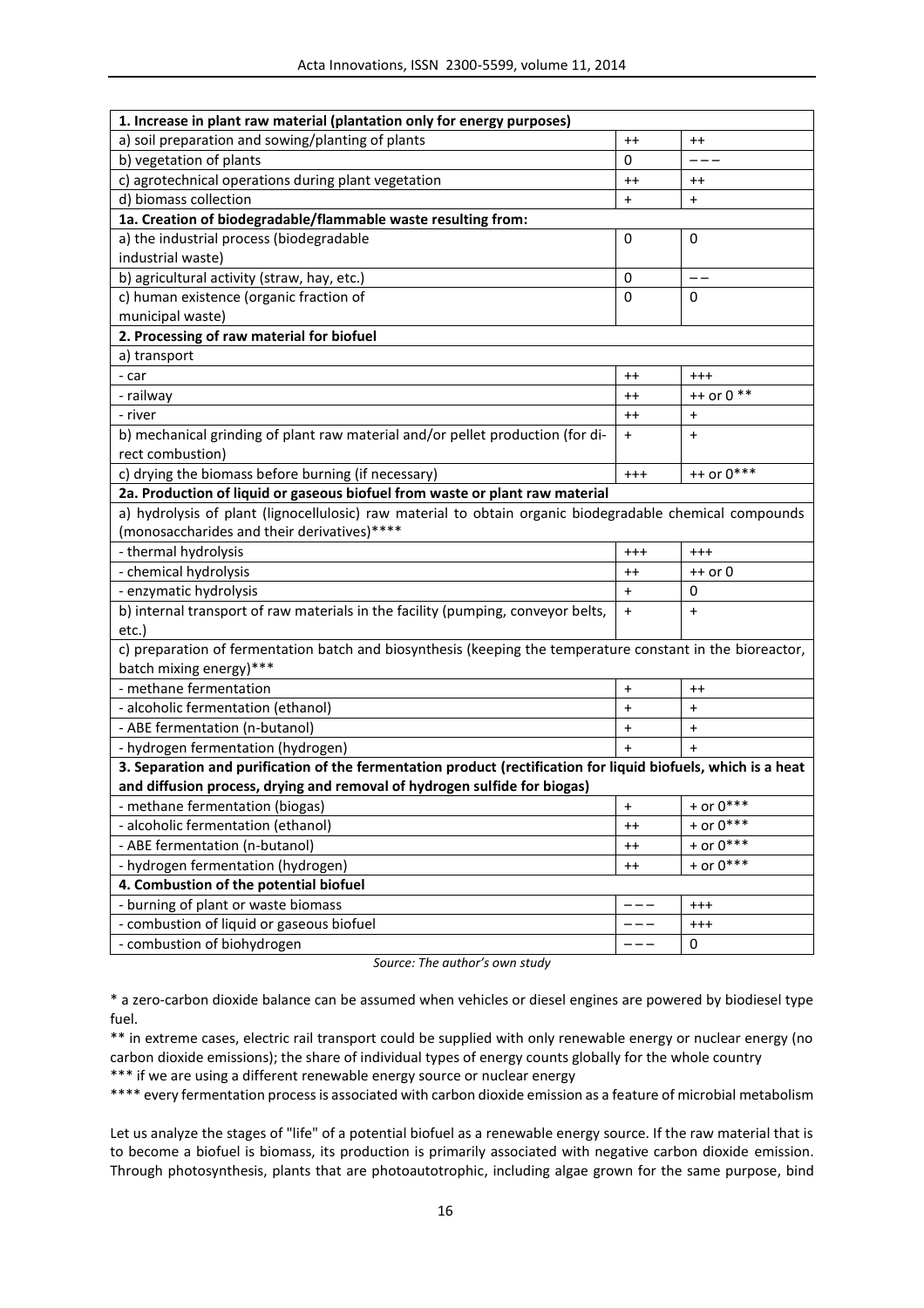| 1. Increase in plant raw material (plantation only for energy purposes) | | |
|---|---|---|
| a) soil preparation and sowing/planting of plants | ++ | ++ |
| b) vegetation of plants | 0 | – – – |
| c) agrotechnical operations during plant vegetation | ++ | ++ |
| d) biomass collection | + | + |
| **1a. Creation of biodegradable/flammable waste resulting from:** | | |
| a) the industrial process (biodegradable industrial waste) | 0 | 0 |
| b) agricultural activity (straw, hay, etc.) | 0 | – – |
| c) human existence (organic fraction of municipal waste) | 0 | 0 |
| **2. Processing of raw material for biofuel** | | |
| a) transport | | |
| - car | ++ | +++ |
| - railway | ++ | ++ or 0 ** |
| - river | ++ | + |
| b) mechanical grinding of plant raw material and/or pellet production (for direct combustion) | + | + |
| c) drying the biomass before burning (if necessary) | +++ | ++ or 0*** |
| **2a. Production of liquid or gaseous biofuel from waste or plant raw material** | | |
| a) hydrolysis of plant (lignocellulosic) raw material to obtain organic biodegradable chemical compounds (monosaccharides and their derivatives)**** | | |
| - thermal hydrolysis | +++ | +++ |
| - chemical hydrolysis | ++ | ++ or 0 |
| - enzymatic hydrolysis | + | 0 |
| b) internal transport of raw materials in the facility (pumping, conveyor belts, etc.) | + | + |
| c) preparation of fermentation batch and biosynthesis (keeping the temperature constant in the bioreactor, batch mixing energy)*** | | |
| - methane fermentation | + | ++ |
| - alcoholic fermentation (ethanol) | + | + |
| - ABE fermentation (n-butanol) | + | + |
| - hydrogen fermentation (hydrogen) | + | + |
| **3. Separation and purification of the fermentation product (rectification for liquid biofuels, which is a heat and diffusion process, drying and removal of hydrogen sulfide for biogas)** | | |
| - methane fermentation (biogas) | + | + or 0*** |
| - alcoholic fermentation (ethanol) | ++ | + or 0*** |
| - ABE fermentation (n-butanol) | ++ | + or 0*** |
| - hydrogen fermentation (hydrogen) | ++ | + or 0*** |
| **4. Combustion of the potential biofuel** | | |
| - burning of plant or waste biomass | – – – | +++ |
| - combustion of liquid or gaseous biofuel | – – – | +++ |
| - combustion of biohydrogen | – – – | 0 |

*Source: The author's own study*

\* a zero-carbon dioxide balance can be assumed when vehicles or diesel engines are powered by biodiesel type fuel.

** in extreme cases, electric rail transport could be supplied with only renewable energy or nuclear energy (no carbon dioxide emissions); the share of individual types of energy counts globally for the whole country

*** if we are using a different renewable energy source or nuclear energy

**** every fermentation process is associated with carbon dioxide emission as a feature of microbial metabolism

Let us analyze the stages of "life" of a potential biofuel as a renewable energy source. If the raw material that is to become a biofuel is biomass, its production is primarily associated with negative carbon dioxide emission. Through photosynthesis, plants that are photoautotrophic, including algae grown for the same purpose, bind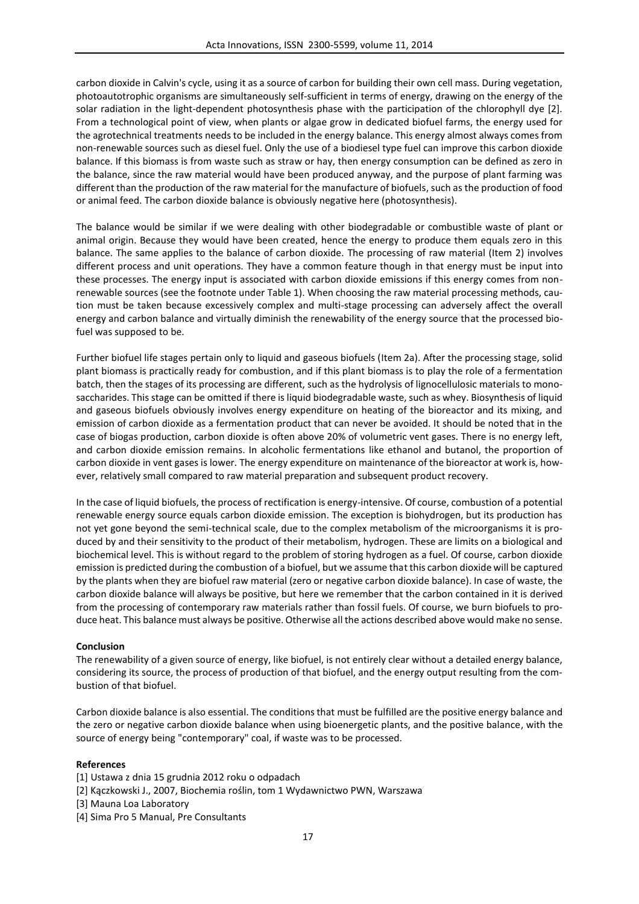carbon dioxide in Calvin's cycle, using it as a source of carbon for building their own cell mass. During vegetation, photoautotrophic organisms are simultaneously self-sufficient in terms of energy, drawing on the energy of the solar radiation in the light-dependent photosynthesis phase with the participation of the chlorophyll dye [2]. From a technological point of view, when plants or algae grow in dedicated biofuel farms, the energy used for the agrotechnical treatments needs to be included in the energy balance. This energy almost always comes from non-renewable sources such as diesel fuel. Only the use of a biodiesel type fuel can improve this carbon dioxide balance. If this biomass is from waste such as straw or hay, then energy consumption can be defined as zero in the balance, since the raw material would have been produced anyway, and the purpose of plant farming was different than the production of the raw material for the manufacture of biofuels, such as the production of food or animal feed. The carbon dioxide balance is obviously negative here (photosynthesis).

The balance would be similar if we were dealing with other biodegradable or combustible waste of plant or animal origin. Because they would have been created, hence the energy to produce them equals zero in this balance. The same applies to the balance of carbon dioxide. The processing of raw material (Item 2) involves different process and unit operations. They have a common feature though in that energy must be input into these processes. The energy input is associated with carbon dioxide emissions if this energy comes from non-renewable sources (see the footnote under Table 1). When choosing the raw material processing methods, caution must be taken because excessively complex and multi-stage processing can adversely affect the overall energy and carbon balance and virtually diminish the renewability of the energy source that the processed biofuel was supposed to be.

Further biofuel life stages pertain only to liquid and gaseous biofuels (Item 2a). After the processing stage, solid plant biomass is practically ready for combustion, and if this plant biomass is to play the role of a fermentation batch, then the stages of its processing are different, such as the hydrolysis of lignocellulosic materials to monosaccharides. This stage can be omitted if there is liquid biodegradable waste, such as whey. Biosynthesis of liquid and gaseous biofuels obviously involves energy expenditure on heating of the bioreactor and its mixing, and emission of carbon dioxide as a fermentation product that can never be avoided. It should be noted that in the case of biogas production, carbon dioxide is often above 20% of volumetric vent gases. There is no energy left, and carbon dioxide emission remains. In alcoholic fermentations like ethanol and butanol, the proportion of carbon dioxide in vent gases is lower. The energy expenditure on maintenance of the bioreactor at work is, however, relatively small compared to raw material preparation and subsequent product recovery.

In the case of liquid biofuels, the process of rectification is energy-intensive. Of course, combustion of a potential renewable energy source equals carbon dioxide emission. The exception is biohydrogen, but its production has not yet gone beyond the semi-technical scale, due to the complex metabolism of the microorganisms it is produced by and their sensitivity to the product of their metabolism, hydrogen. These are limits on a biological and biochemical level. This is without regard to the problem of storing hydrogen as a fuel. Of course, carbon dioxide emission is predicted during the combustion of a biofuel, but we assume that this carbon dioxide will be captured by the plants when they are biofuel raw material (zero or negative carbon dioxide balance). In case of waste, the carbon dioxide balance will always be positive, but here we remember that the carbon contained in it is derived from the processing of contemporary raw materials rather than fossil fuels. Of course, we burn biofuels to produce heat. This balance must always be positive. Otherwise all the actions described above would make no sense.

**Conclusion**

The renewability of a given source of energy, like biofuel, is not entirely clear without a detailed energy balance, considering its source, the process of production of that biofuel, and the energy output resulting from the combustion of that biofuel.

Carbon dioxide balance is also essential. The conditions that must be fulfilled are the positive energy balance and the zero or negative carbon dioxide balance when using bioenergetic plants, and the positive balance, with the source of energy being "contemporary" coal, if waste was to be processed.

**References**

[1] Ustawa z dnia 15 grudnia 2012 roku o odpadach
[2] Kączkowski J., 2007, Biochemia roślin, tom 1 Wydawnictwo PWN, Warszawa
[3] Mauna Loa Laboratory
[4] Sima Pro 5 Manual, Pre Consultants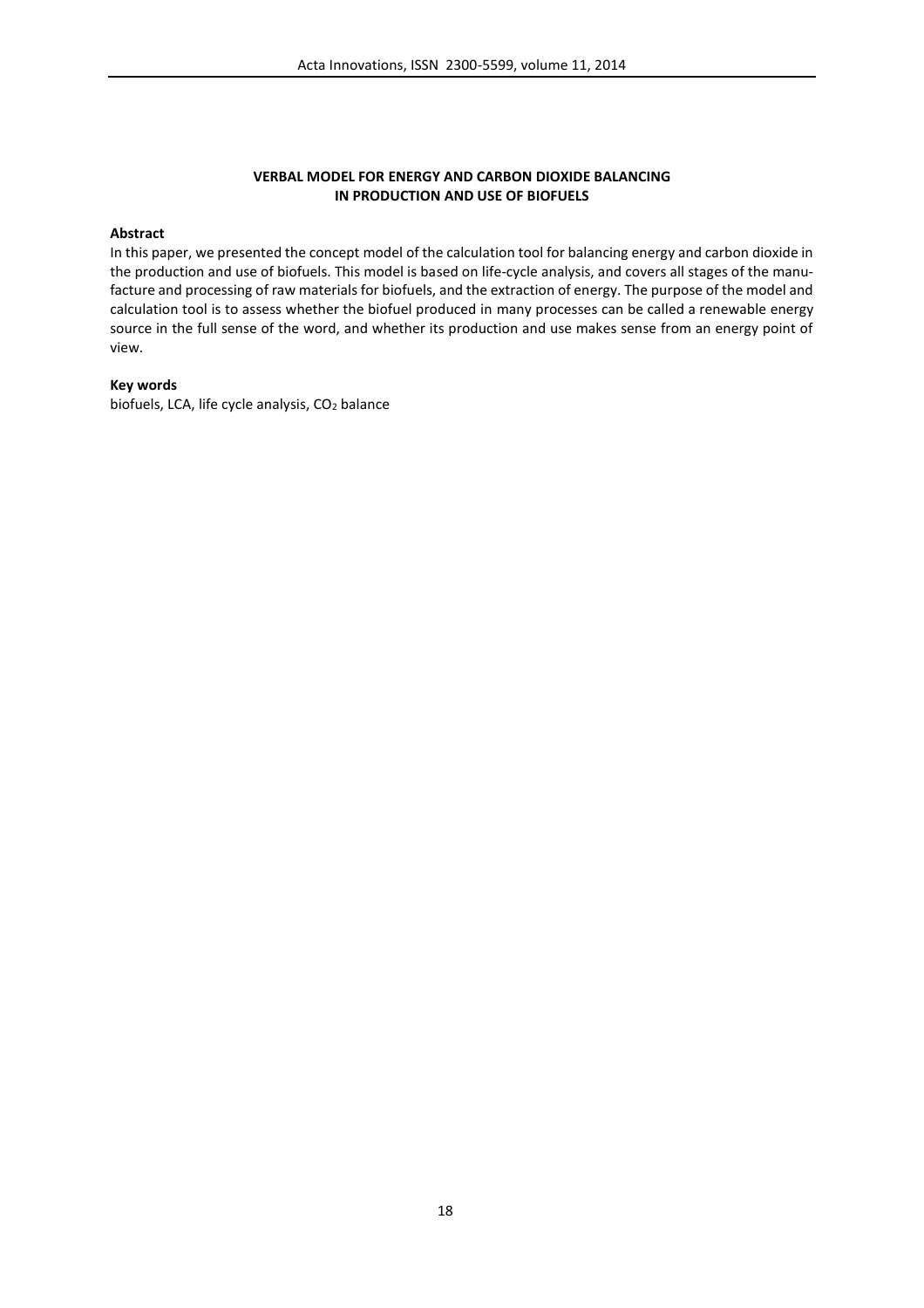**VERBAL MODEL FOR ENERGY AND CARBON DIOXIDE BALANCING IN PRODUCTION AND USE OF BIOFUELS**

**Abstract**

In this paper, we presented the concept model of the calculation tool for balancing energy and carbon dioxide in the production and use of biofuels. This model is based on life-cycle analysis, and covers all stages of the manufacture and processing of raw materials for biofuels, and the extraction of energy. The purpose of the model and calculation tool is to assess whether the biofuel produced in many processes can be called a renewable energy source in the full sense of the word, and whether its production and use makes sense from an energy point of view.

**Key words**

biofuels, LCA, life cycle analysis, $CO_2$ balance